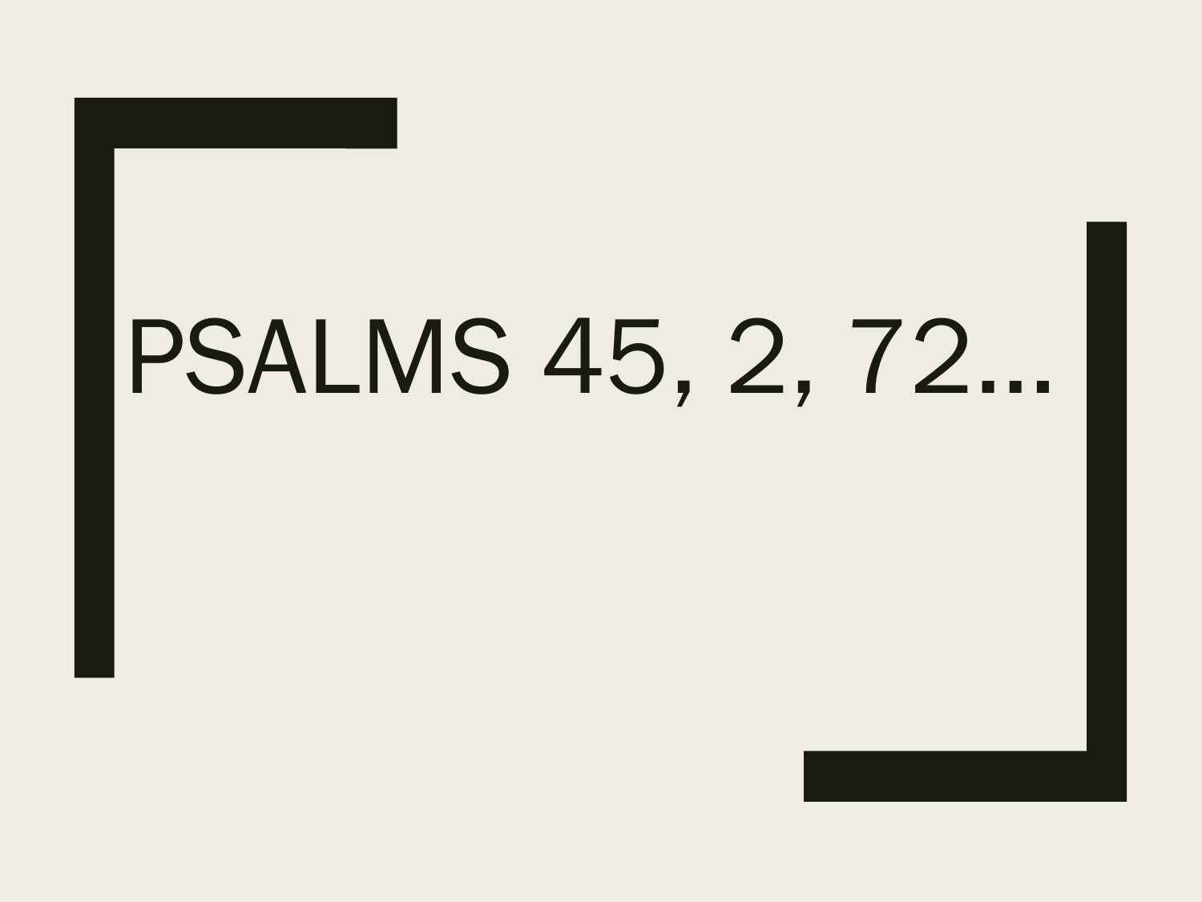# PSALMS 45, 2, 72...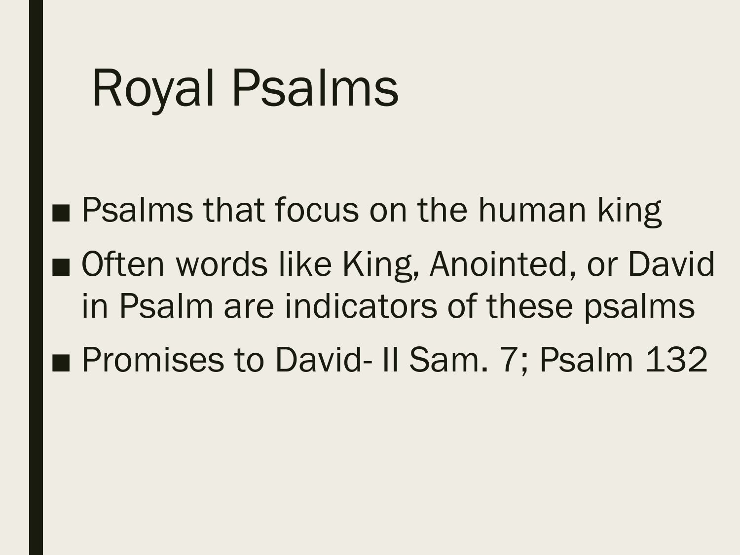# Royal Psalms

- Psalms that focus on the human king
- Often words like King, Anointed, or David in Psalm are indicators of these psalms
- Promises to David- II Sam. 7; Psalm 132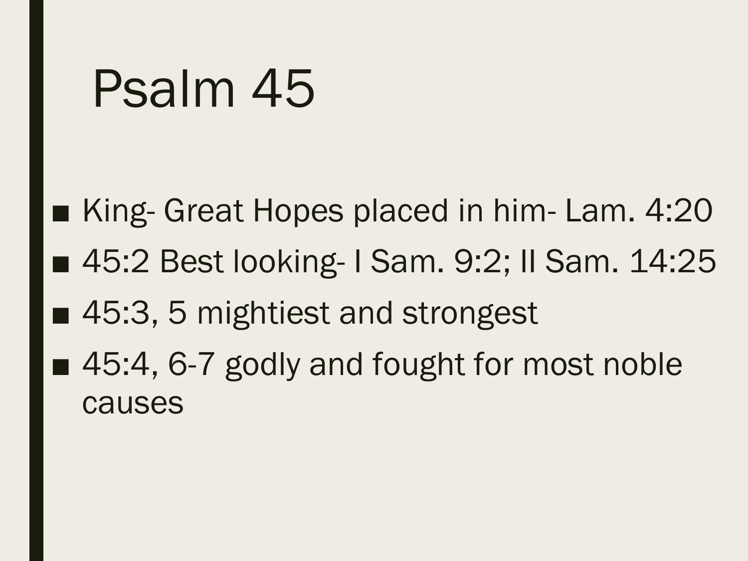# Psalm 45

- King- Great Hopes placed in him- Lam. 4:20
- 45:2 Best looking- I Sam. 9:2; II Sam. 14:25
- 45:3, 5 mightiest and strongest
- 45:4, 6-7 godly and fought for most noble causes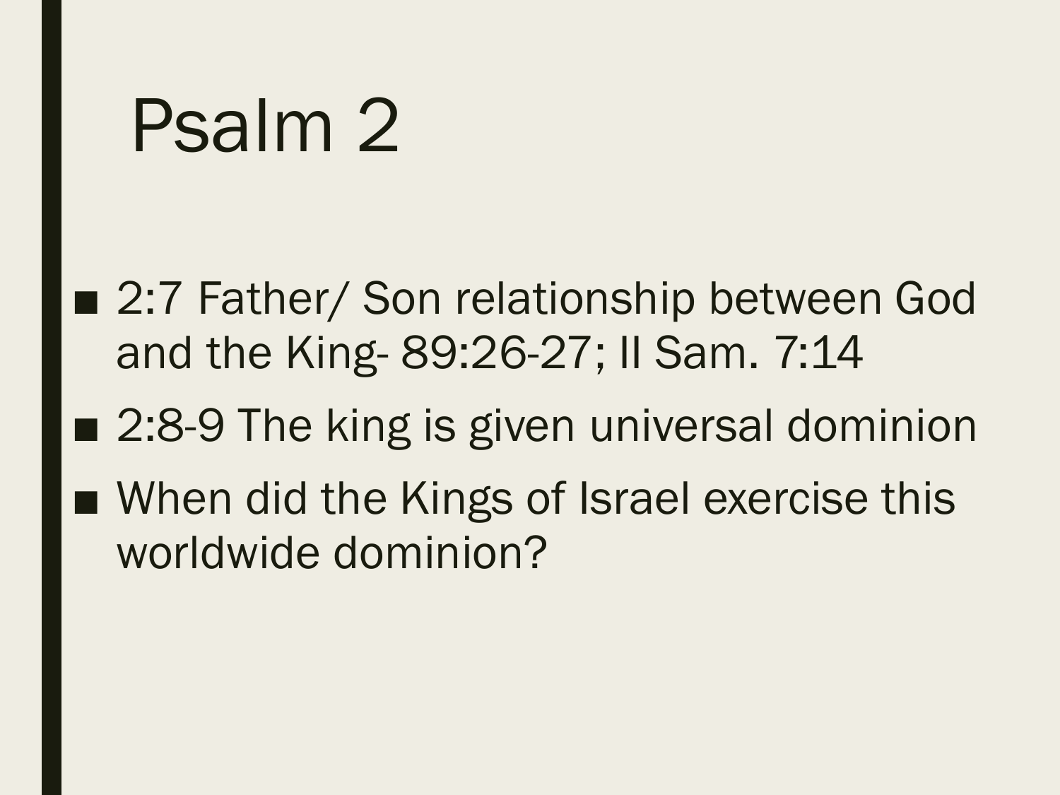# Psalm 2

- 2:7 Father/ Son relationship between God and the King- 89:26-27; II Sam. 7:14
- 2:8-9 The king is given universal dominion
- When did the Kings of Israel exercise this worldwide dominion?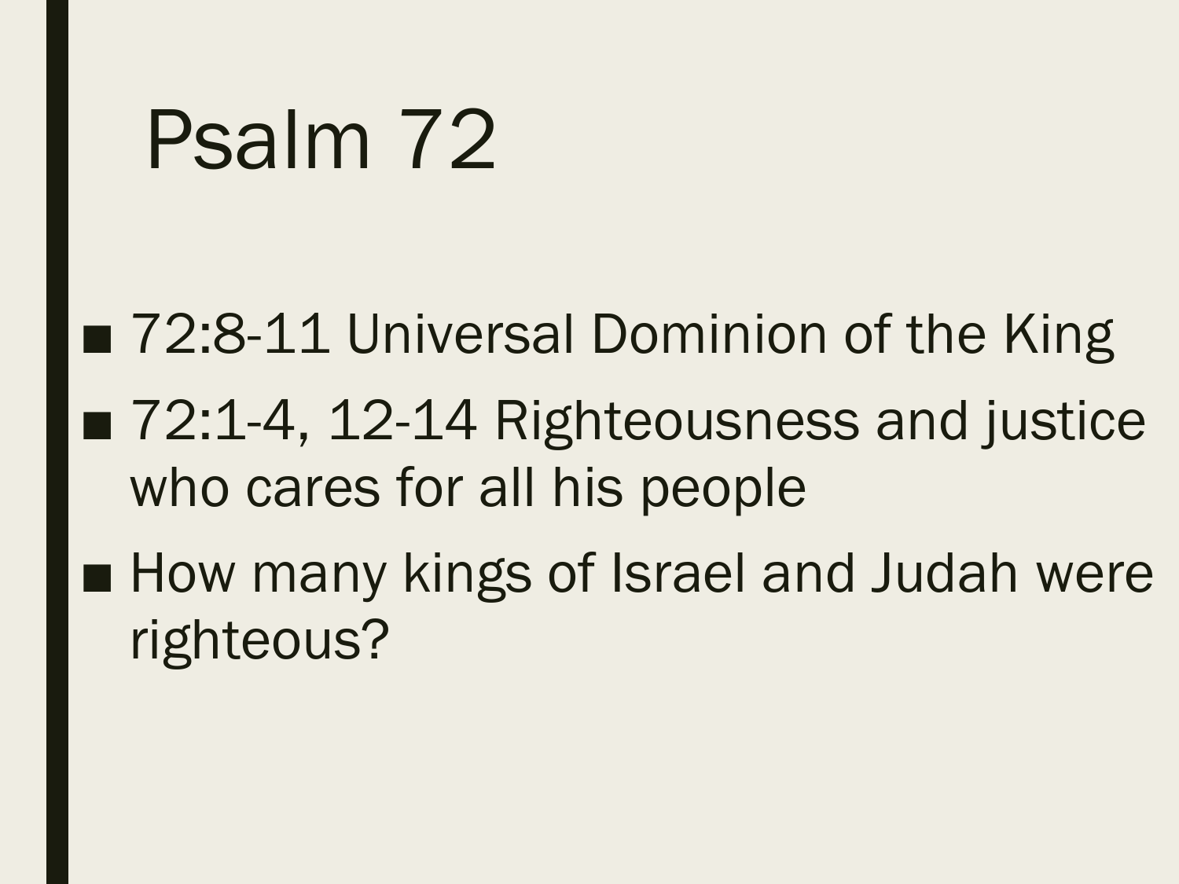# Psalm 72

- 72:8-11 Universal Dominion of the King
- 72:1-4, 12-14 Righteousness and justice who cares for all his people
- How many kings of Israel and Judah were righteous?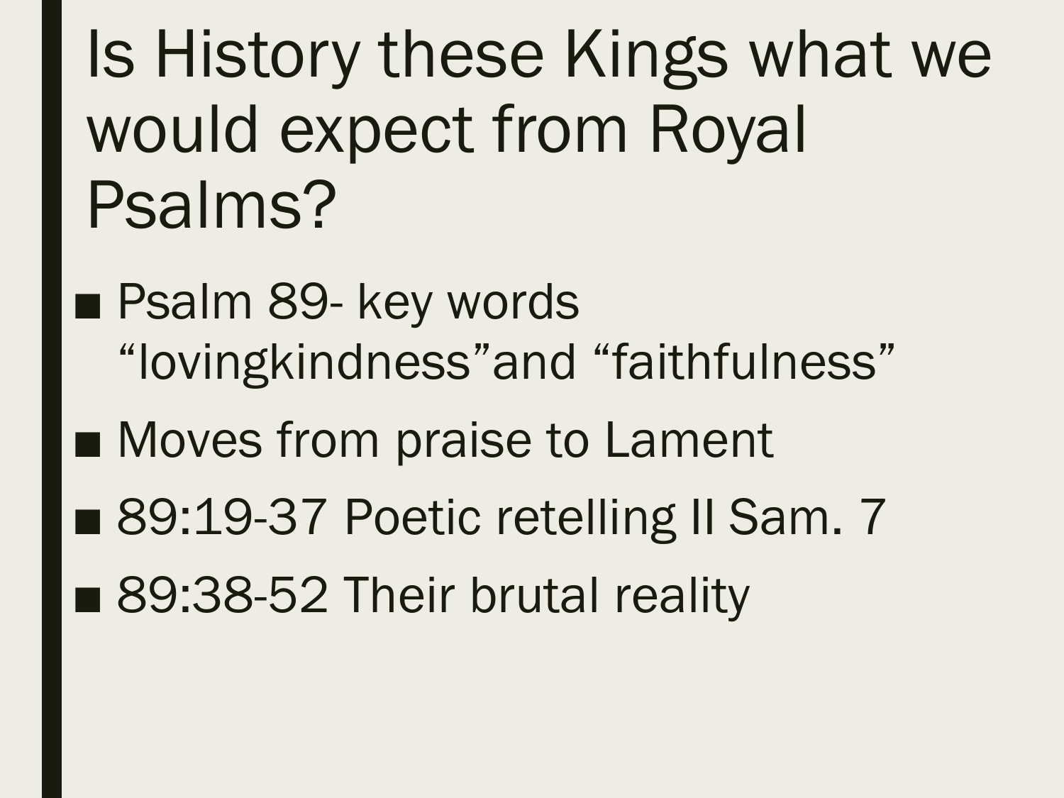# Is History these Kings what we would expect from Royal Psalms?

- Psalm 89- key words “lovingkindness”and “faithfulness”
- Moves from praise to Lament
- 89:19-37 Poetic retelling II Sam. 7
- 89:38-52 Their brutal reality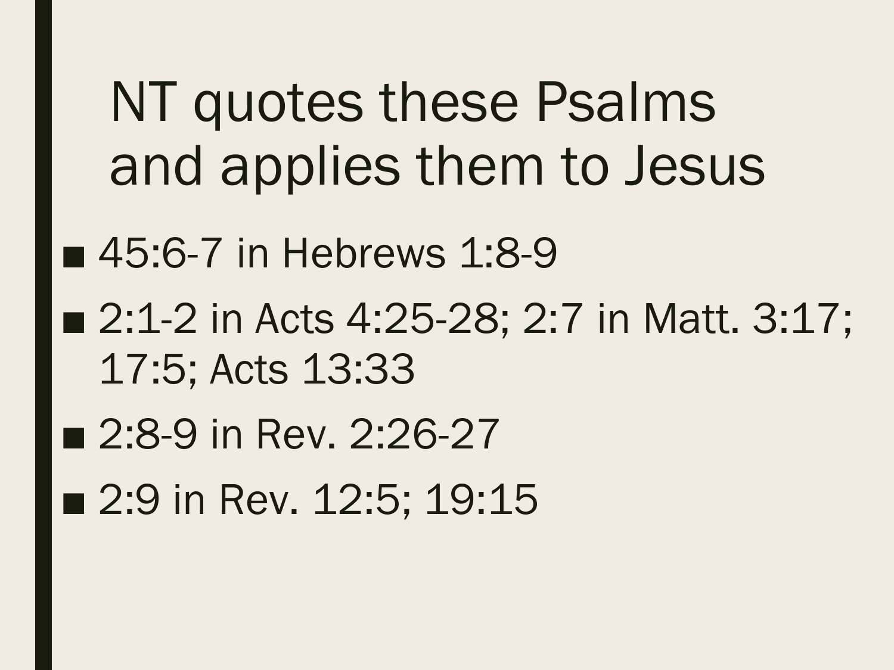# NT quotes these Psalms and applies them to Jesus

- 45:6-7 in Hebrews 1:8-9
- 2:1-2 in Acts 4:25-28; 2:7 in Matt. 3:17; 17:5; Acts 13:33
- 2:8-9 in Rev. 2:26-27
- 2:9 in Rev. 12:5; 19:15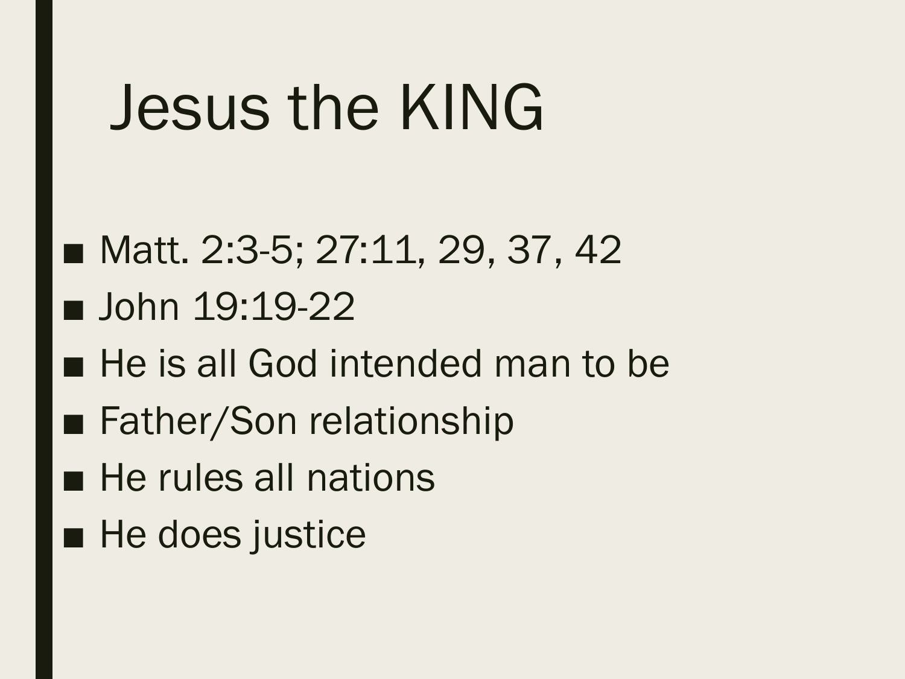# Jesus the KING

- Matt. 2:3-5; 27:11, 29, 37, 42
- John 19:19-22
- He is all God intended man to be
- Father/Son relationship
- He rules all nations
- He does justice